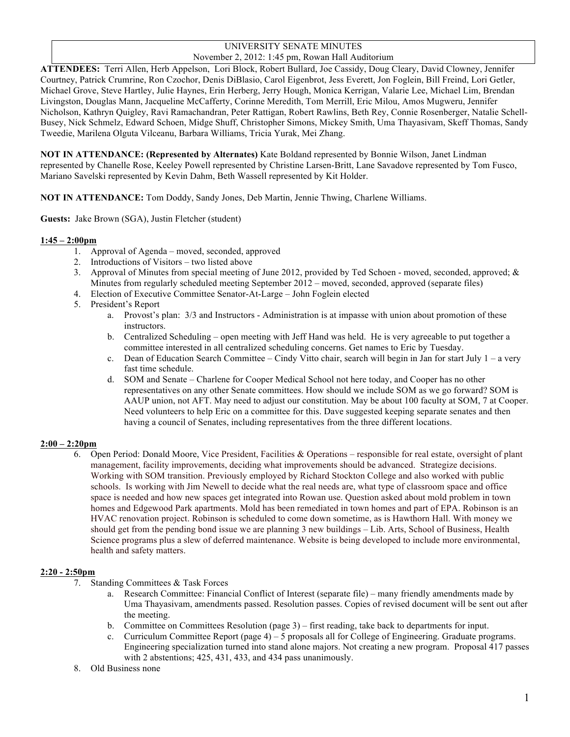UNIVERSITY SENATE MINUTES
November 2, 2012: 1:45 pm, Rowan Hall Auditorium

**ATTENDEES:** Terri Allen, Herb Appelson, Lori Block, Robert Bullard, Joe Cassidy, Doug Cleary, David Clowney, Jennifer Courtney, Patrick Crumrine, Ron Czochor, Denis DiBlasio, Carol Eigenbrot, Jess Everett, Jon Foglein, Bill Freind, Lori Getler, Michael Grove, Steve Hartley, Julie Haynes, Erin Herberg, Jerry Hough, Monica Kerrigan, Valarie Lee, Michael Lim, Brendan Livingston, Douglas Mann, Jacqueline McCafferty, Corinne Meredith, Tom Merrill, Eric Milou, Amos Mugweru, Jennifer Nicholson, Kathryn Quigley, Ravi Ramachandran, Peter Rattigan, Robert Rawlins, Beth Rey, Connie Rosenberger, Natalie Schell-Busey, Nick Schmelz, Edward Schoen, Midge Shuff, Christopher Simons, Mickey Smith, Uma Thayasivam, Skeff Thomas, Sandy Tweedie, Marilena Olguta Vilceanu, Barbara Williams, Tricia Yurak, Mei Zhang.

**NOT IN ATTENDANCE: (Represented by Alternates)** Kate Boldand represented by Bonnie Wilson, Janet Lindman represented by Chanelle Rose, Keeley Powell represented by Christine Larsen-Britt, Lane Savadove represented by Tom Fusco, Mariano Savelski represented by Kevin Dahm, Beth Wassell represented by Kit Holder.

**NOT IN ATTENDANCE:** Tom Doddy, Sandy Jones, Deb Martin, Jennie Thwing, Charlene Williams.

**Guests:** Jake Brown (SGA), Justin Fletcher (student)

**1:45 – 2:00pm**

1. Approval of Agenda – moved, seconded, approved
2. Introductions of Visitors – two listed above
3. Approval of Minutes from special meeting of June 2012, provided by Ted Schoen - moved, seconded, approved; & Minutes from regularly scheduled meeting September 2012 – moved, seconded, approved (separate files)
4. Election of Executive Committee Senator-At-Large – John Foglein elected
5. President's Report
   a. Provost's plan: 3/3 and Instructors - Administration is at impasse with union about promotion of these instructors.
   b. Centralized Scheduling – open meeting with Jeff Hand was held. He is very agreeable to put together a committee interested in all centralized scheduling concerns. Get names to Eric by Tuesday.
   c. Dean of Education Search Committee – Cindy Vitto chair, search will begin in Jan for start July 1 – a very fast time schedule.
   d. SOM and Senate – Charlene for Cooper Medical School not here today, and Cooper has no other representatives on any other Senate committees. How should we include SOM as we go forward? SOM is AAUP union, not AFT. May need to adjust our constitution. May be about 100 faculty at SOM, 7 at Cooper. Need volunteers to help Eric on a committee for this. Dave suggested keeping separate senates and then having a council of Senates, including representatives from the three different locations.

**2:00 – 2:20pm**

6. Open Period: Donald Moore, Vice President, Facilities & Operations – responsible for real estate, oversight of plant management, facility improvements, deciding what improvements should be advanced. Strategize decisions. Working with SOM transition. Previously employed by Richard Stockton College and also worked with public schools. Is working with Jim Newell to decide what the real needs are, what type of classroom space and office space is needed and how new spaces get integrated into Rowan use. Question asked about mold problem in town homes and Edgewood Park apartments. Mold has been remediated in town homes and part of EPA. Robinson is an HVAC renovation project. Robinson is scheduled to come down sometime, as is Hawthorn Hall. With money we should get from the pending bond issue we are planning 3 new buildings – Lib. Arts, School of Business, Health Science programs plus a slew of deferred maintenance. Website is being developed to include more environmental, health and safety matters.

**2:20 - 2:50pm**

7. Standing Committees & Task Forces
   a. Research Committee: Financial Conflict of Interest (separate file) – many friendly amendments made by Uma Thayasivam, amendments passed. Resolution passes. Copies of revised document will be sent out after the meeting.
   b. Committee on Committees Resolution (page 3) – first reading, take back to departments for input.
   c. Curriculum Committee Report (page 4) – 5 proposals all for College of Engineering. Graduate programs. Engineering specialization turned into stand alone majors. Not creating a new program. Proposal 417 passes with 2 abstentions; 425, 431, 433, and 434 pass unanimously.
8. Old Business none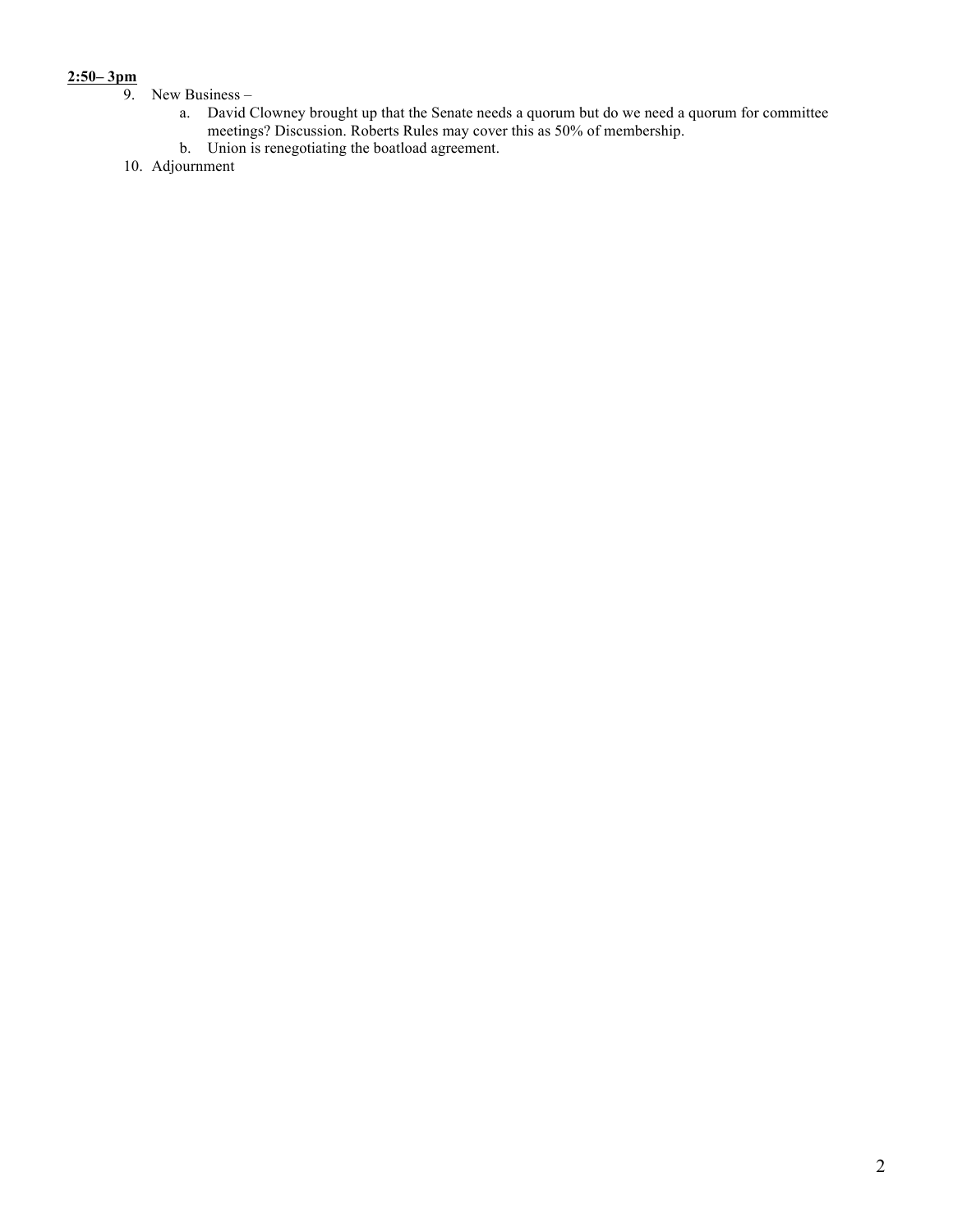<u>**2:50– 3pm**</u>

9. New Business –
    a. David Clowney brought up that the Senate needs a quorum but do we need a quorum for committee meetings? Discussion. Roberts Rules may cover this as 50% of membership.
    b. Union is renegotiating the boatload agreement.
10. Adjournment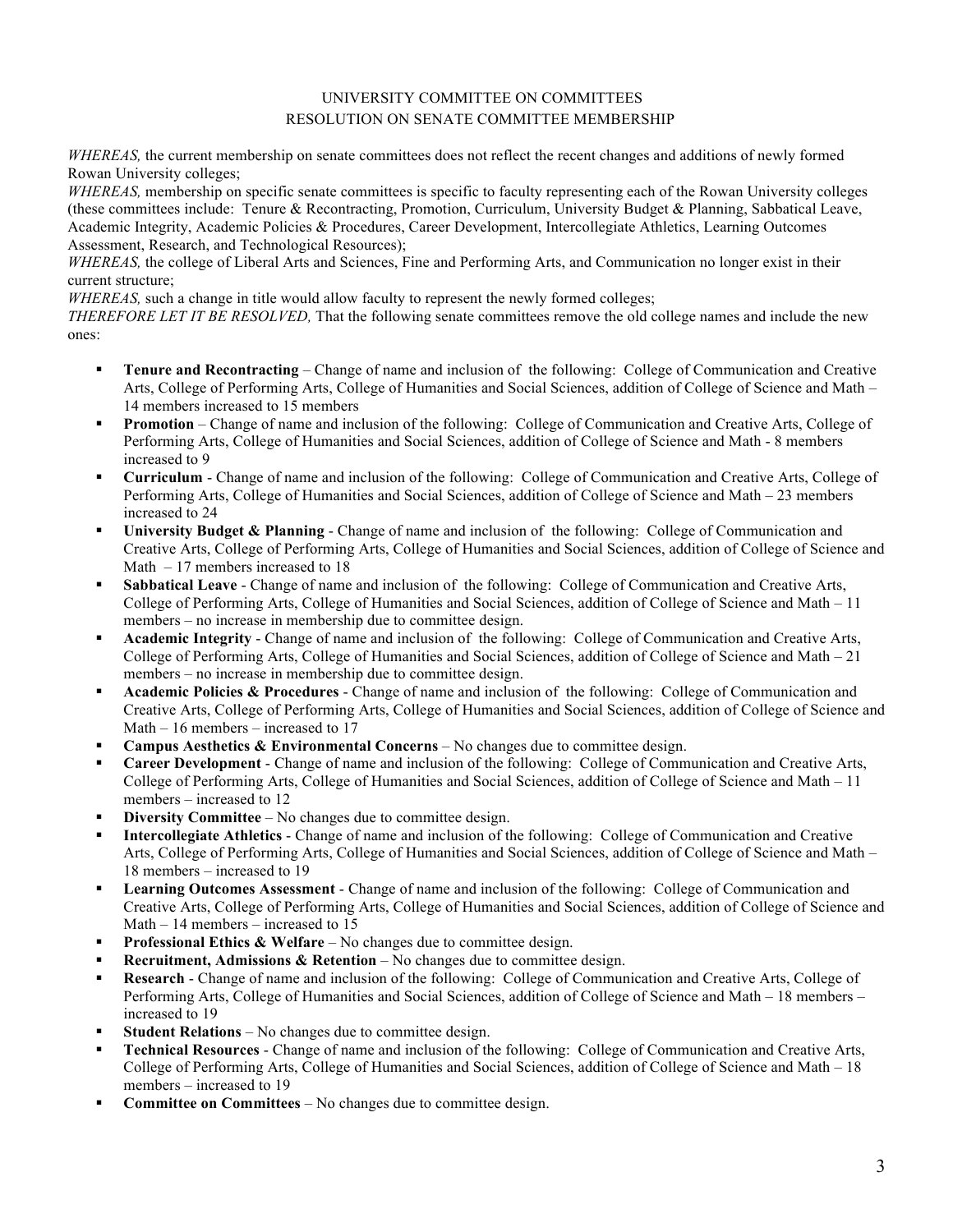UNIVERSITY COMMITTEE ON COMMITTEES
RESOLUTION ON SENATE COMMITTEE MEMBERSHIP

*WHEREAS,* the current membership on senate committees does not reflect the recent changes and additions of newly formed Rowan University colleges;
*WHEREAS,* membership on specific senate committees is specific to faculty representing each of the Rowan University colleges (these committees include: Tenure & Recontracting, Promotion, Curriculum, University Budget & Planning, Sabbatical Leave, Academic Integrity, Academic Policies & Procedures, Career Development, Intercollegiate Athletics, Learning Outcomes Assessment, Research, and Technological Resources);
*WHEREAS,* the college of Liberal Arts and Sciences, Fine and Performing Arts, and Communication no longer exist in their current structure;
*WHEREAS,* such a change in title would allow faculty to represent the newly formed colleges;
*THEREFORE LET IT BE RESOLVED,* That the following senate committees remove the old college names and include the new ones:

- **Tenure and Recontracting** – Change of name and inclusion of the following: College of Communication and Creative Arts, College of Performing Arts, College of Humanities and Social Sciences, addition of College of Science and Math – 14 members increased to 15 members
- **Promotion** – Change of name and inclusion of the following: College of Communication and Creative Arts, College of Performing Arts, College of Humanities and Social Sciences, addition of College of Science and Math - 8 members increased to 9
- **Curriculum** - Change of name and inclusion of the following: College of Communication and Creative Arts, College of Performing Arts, College of Humanities and Social Sciences, addition of College of Science and Math – 23 members increased to 24
- **University Budget & Planning** - Change of name and inclusion of the following: College of Communication and Creative Arts, College of Performing Arts, College of Humanities and Social Sciences, addition of College of Science and Math – 17 members increased to 18
- **Sabbatical Leave** - Change of name and inclusion of the following: College of Communication and Creative Arts, College of Performing Arts, College of Humanities and Social Sciences, addition of College of Science and Math – 11 members – no increase in membership due to committee design.
- **Academic Integrity** - Change of name and inclusion of the following: College of Communication and Creative Arts, College of Performing Arts, College of Humanities and Social Sciences, addition of College of Science and Math – 21 members – no increase in membership due to committee design.
- **Academic Policies & Procedures** - Change of name and inclusion of the following: College of Communication and Creative Arts, College of Performing Arts, College of Humanities and Social Sciences, addition of College of Science and Math – 16 members – increased to 17
- **Campus Aesthetics & Environmental Concerns** – No changes due to committee design.
- **Career Development** - Change of name and inclusion of the following: College of Communication and Creative Arts, College of Performing Arts, College of Humanities and Social Sciences, addition of College of Science and Math – 11 members – increased to 12
- **Diversity Committee** – No changes due to committee design.
- **Intercollegiate Athletics** - Change of name and inclusion of the following: College of Communication and Creative Arts, College of Performing Arts, College of Humanities and Social Sciences, addition of College of Science and Math – 18 members – increased to 19
- **Learning Outcomes Assessment** - Change of name and inclusion of the following: College of Communication and Creative Arts, College of Performing Arts, College of Humanities and Social Sciences, addition of College of Science and Math – 14 members – increased to 15
- **Professional Ethics & Welfare** – No changes due to committee design.
- **Recruitment, Admissions & Retention** – No changes due to committee design.
- **Research** - Change of name and inclusion of the following: College of Communication and Creative Arts, College of Performing Arts, College of Humanities and Social Sciences, addition of College of Science and Math – 18 members – increased to 19
- **Student Relations** – No changes due to committee design.
- **Technical Resources** - Change of name and inclusion of the following: College of Communication and Creative Arts, College of Performing Arts, College of Humanities and Social Sciences, addition of College of Science and Math – 18 members – increased to 19
- **Committee on Committees** – No changes due to committee design.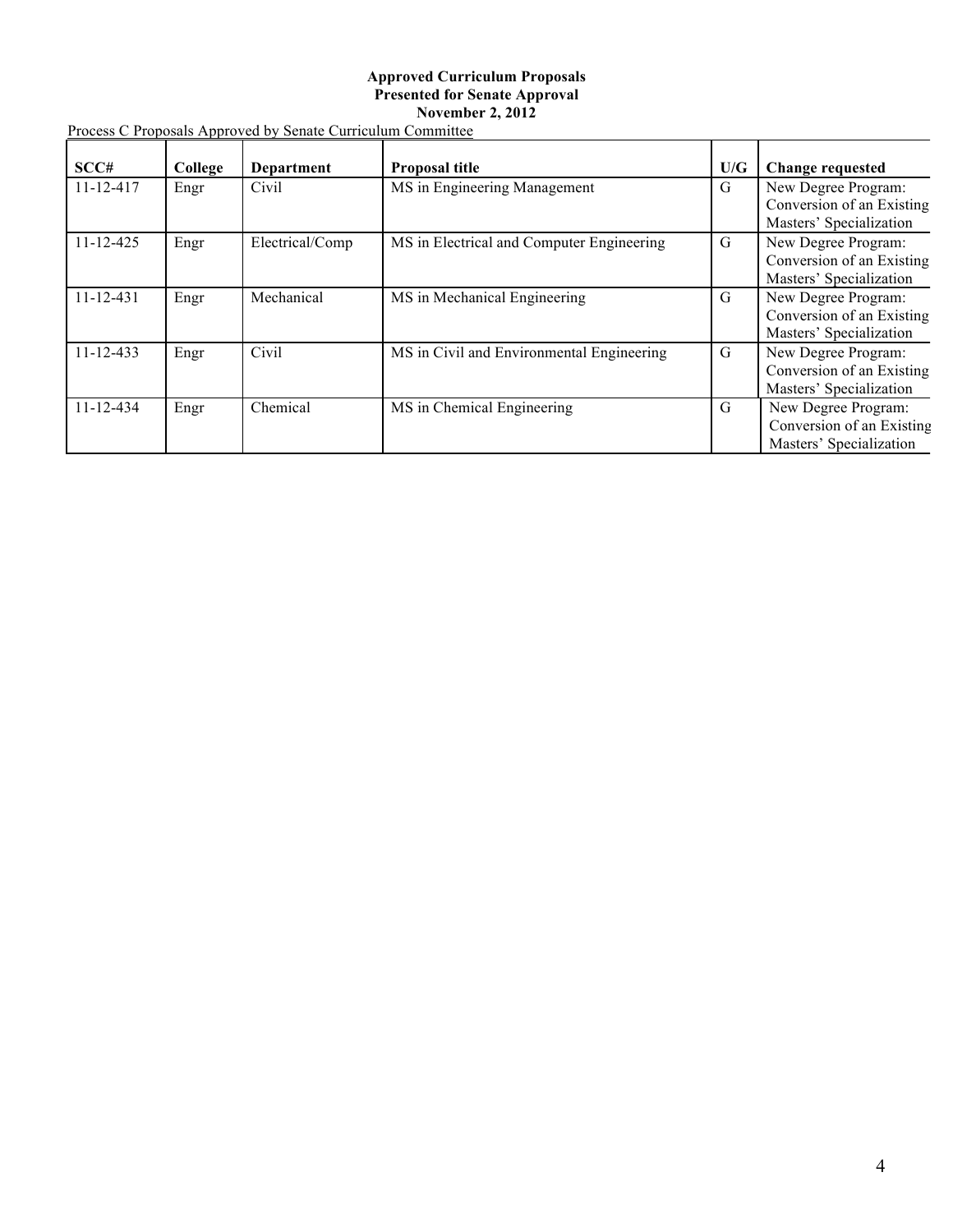**Approved Curriculum Proposals**
**Presented for Senate Approval**
**November 2, 2012**

Process C Proposals Approved by Senate Curriculum Committee

| SCC# | College | Department | Proposal title | U/G | Change requested |
|---|---|---|---|---|---|
| 11-12-417 | Engr | Civil | MS in Engineering Management | G | New Degree Program: Conversion of an Existing Masters' Specialization |
| 11-12-425 | Engr | Electrical/Comp | MS in Electrical and Computer Engineering | G | New Degree Program: Conversion of an Existing Masters' Specialization |
| 11-12-431 | Engr | Mechanical | MS in Mechanical Engineering | G | New Degree Program: Conversion of an Existing Masters' Specialization |
| 11-12-433 | Engr | Civil | MS in Civil and Environmental Engineering | G | New Degree Program: Conversion of an Existing Masters' Specialization |
| 11-12-434 | Engr | Chemical | MS in Chemical Engineering | G | New Degree Program: Conversion of an Existing Masters' Specialization |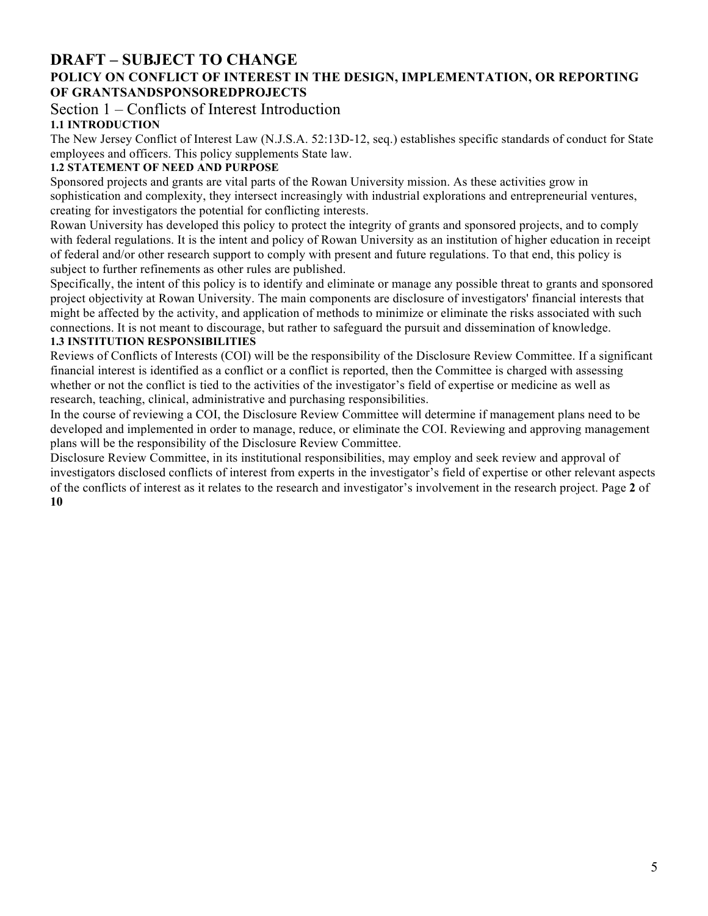# DRAFT – SUBJECT TO CHANGE

## POLICY ON CONFLICT OF INTEREST IN THE DESIGN, IMPLEMENTATION, OR REPORTING OF GRANTSANDSPONSOREDPROJECTS

## Section 1 – Conflicts of Interest Introduction

### 1.1 INTRODUCTION

The New Jersey Conflict of Interest Law (N.J.S.A. 52:13D-12, seq.) establishes specific standards of conduct for State employees and officers. This policy supplements State law.

### 1.2 STATEMENT OF NEED AND PURPOSE

Sponsored projects and grants are vital parts of the Rowan University mission. As these activities grow in sophistication and complexity, they intersect increasingly with industrial explorations and entrepreneurial ventures, creating for investigators the potential for conflicting interests.

Rowan University has developed this policy to protect the integrity of grants and sponsored projects, and to comply with federal regulations. It is the intent and policy of Rowan University as an institution of higher education in receipt of federal and/or other research support to comply with present and future regulations. To that end, this policy is subject to further refinements as other rules are published.

Specifically, the intent of this policy is to identify and eliminate or manage any possible threat to grants and sponsored project objectivity at Rowan University. The main components are disclosure of investigators' financial interests that might be affected by the activity, and application of methods to minimize or eliminate the risks associated with such connections. It is not meant to discourage, but rather to safeguard the pursuit and dissemination of knowledge.

### 1.3 INSTITUTION RESPONSIBILITIES

Reviews of Conflicts of Interests (COI) will be the responsibility of the Disclosure Review Committee. If a significant financial interest is identified as a conflict or a conflict is reported, then the Committee is charged with assessing whether or not the conflict is tied to the activities of the investigator's field of expertise or medicine as well as research, teaching, clinical, administrative and purchasing responsibilities.

In the course of reviewing a COI, the Disclosure Review Committee will determine if management plans need to be developed and implemented in order to manage, reduce, or eliminate the COI. Reviewing and approving management plans will be the responsibility of the Disclosure Review Committee.

Disclosure Review Committee, in its institutional responsibilities, may employ and seek review and approval of investigators disclosed conflicts of interest from experts in the investigator's field of expertise or other relevant aspects of the conflicts of interest as it relates to the research and investigator's involvement in the research project.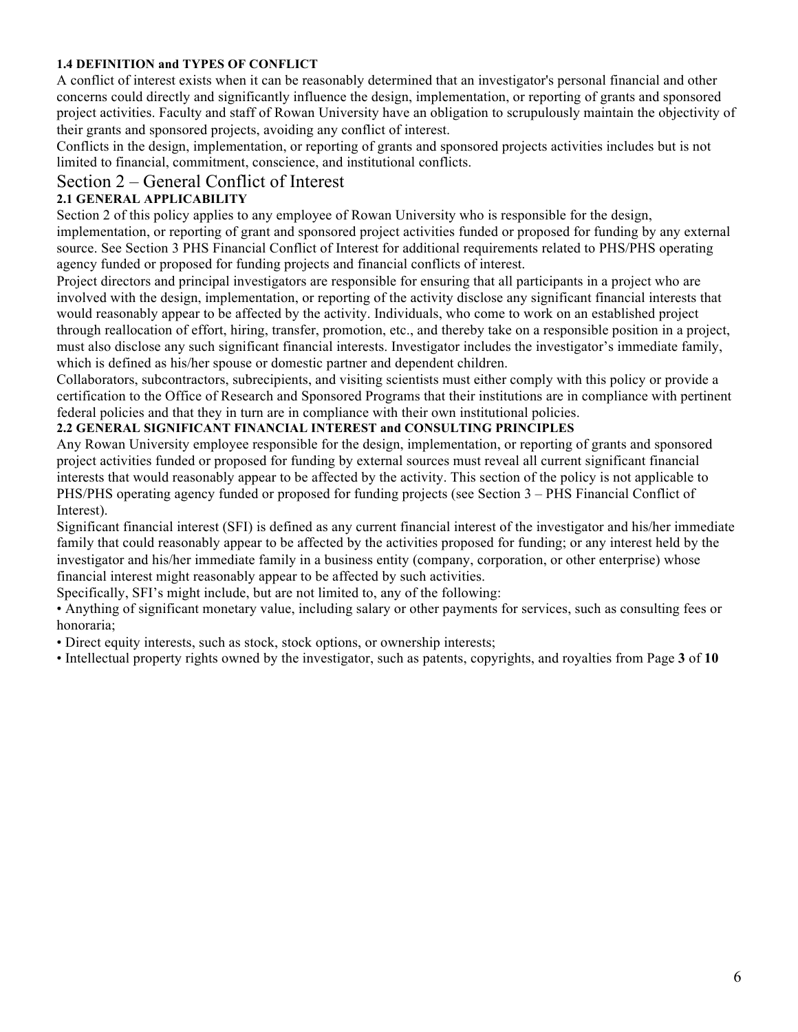### 1.4 DEFINITION and TYPES OF CONFLICT

A conflict of interest exists when it can be reasonably determined that an investigator's personal financial and other concerns could directly and significantly influence the design, implementation, or reporting of grants and sponsored project activities. Faculty and staff of Rowan University have an obligation to scrupulously maintain the objectivity of their grants and sponsored projects, avoiding any conflict of interest.

Conflicts in the design, implementation, or reporting of grants and sponsored projects activities includes but is not limited to financial, commitment, conscience, and institutional conflicts.

## Section 2 – General Conflict of Interest

### 2.1 GENERAL APPLICABILITY

Section 2 of this policy applies to any employee of Rowan University who is responsible for the design, implementation, or reporting of grant and sponsored project activities funded or proposed for funding by any external source. See Section 3 PHS Financial Conflict of Interest for additional requirements related to PHS/PHS operating agency funded or proposed for funding projects and financial conflicts of interest.

Project directors and principal investigators are responsible for ensuring that all participants in a project who are involved with the design, implementation, or reporting of the activity disclose any significant financial interests that would reasonably appear to be affected by the activity. Individuals, who come to work on an established project through reallocation of effort, hiring, transfer, promotion, etc., and thereby take on a responsible position in a project, must also disclose any such significant financial interests. Investigator includes the investigator's immediate family, which is defined as his/her spouse or domestic partner and dependent children.

Collaborators, subcontractors, subrecipients, and visiting scientists must either comply with this policy or provide a certification to the Office of Research and Sponsored Programs that their institutions are in compliance with pertinent federal policies and that they in turn are in compliance with their own institutional policies.

### 2.2 GENERAL SIGNIFICANT FINANCIAL INTEREST and CONSULTING PRINCIPLES

Any Rowan University employee responsible for the design, implementation, or reporting of grants and sponsored project activities funded or proposed for funding by external sources must reveal all current significant financial interests that would reasonably appear to be affected by the activity. This section of the policy is not applicable to PHS/PHS operating agency funded or proposed for funding projects (see Section 3 – PHS Financial Conflict of Interest).

Significant financial interest (SFI) is defined as any current financial interest of the investigator and his/her immediate family that could reasonably appear to be affected by the activities proposed for funding; or any interest held by the investigator and his/her immediate family in a business entity (company, corporation, or other enterprise) whose financial interest might reasonably appear to be affected by such activities.

Specifically, SFI's might include, but are not limited to, any of the following:

- Anything of significant monetary value, including salary or other payments for services, such as consulting fees or honoraria;
- Direct equity interests, such as stock, stock options, or ownership interests;
- Intellectual property rights owned by the investigator, such as patents, copyrights, and royalties from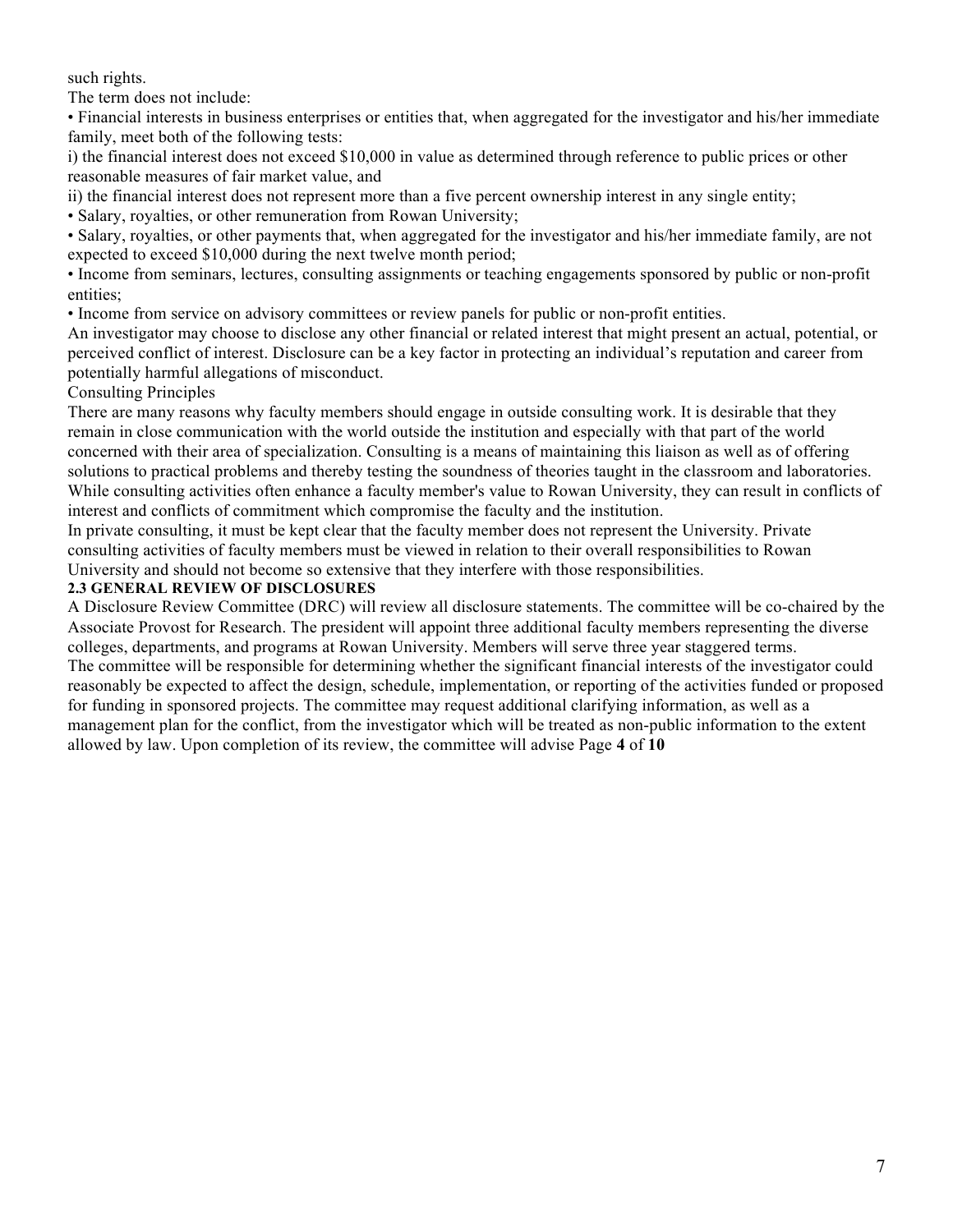such rights.

The term does not include:

- Financial interests in business enterprises or entities that, when aggregated for the investigator and his/her immediate family, meet both of the following tests:

i) the financial interest does not exceed $10,000 in value as determined through reference to public prices or other reasonable measures of fair market value, and

ii) the financial interest does not represent more than a five percent ownership interest in any single entity;

- Salary, royalties, or other remuneration from Rowan University;
- Salary, royalties, or other payments that, when aggregated for the investigator and his/her immediate family, are not expected to exceed $10,000 during the next twelve month period;
- Income from seminars, lectures, consulting assignments or teaching engagements sponsored by public or non-profit entities;
- Income from service on advisory committees or review panels for public or non-profit entities.

An investigator may choose to disclose any other financial or related interest that might present an actual, potential, or perceived conflict of interest. Disclosure can be a key factor in protecting an individual's reputation and career from potentially harmful allegations of misconduct.

Consulting Principles

There are many reasons why faculty members should engage in outside consulting work. It is desirable that they remain in close communication with the world outside the institution and especially with that part of the world concerned with their area of specialization. Consulting is a means of maintaining this liaison as well as of offering solutions to practical problems and thereby testing the soundness of theories taught in the classroom and laboratories. While consulting activities often enhance a faculty member's value to Rowan University, they can result in conflicts of interest and conflicts of commitment which compromise the faculty and the institution.

In private consulting, it must be kept clear that the faculty member does not represent the University. Private consulting activities of faculty members must be viewed in relation to their overall responsibilities to Rowan University and should not become so extensive that they interfere with those responsibilities.

**2.3 GENERAL REVIEW OF DISCLOSURES**

A Disclosure Review Committee (DRC) will review all disclosure statements. The committee will be co-chaired by the Associate Provost for Research. The president will appoint three additional faculty members representing the diverse colleges, departments, and programs at Rowan University. Members will serve three year staggered terms.

The committee will be responsible for determining whether the significant financial interests of the investigator could reasonably be expected to affect the design, schedule, implementation, or reporting of the activities funded or proposed for funding in sponsored projects. The committee may request additional clarifying information, as well as a management plan for the conflict, from the investigator which will be treated as non-public information to the extent allowed by law. Upon completion of its review, the committee will advise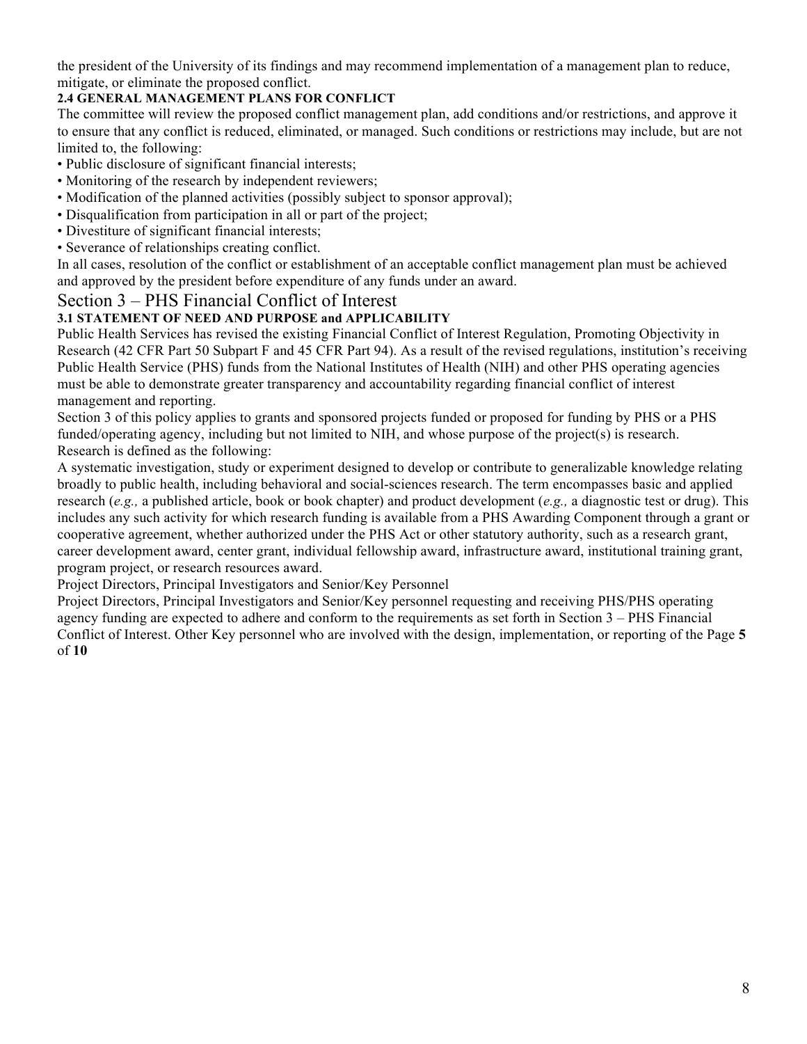the president of the University of its findings and may recommend implementation of a management plan to reduce, mitigate, or eliminate the proposed conflict.

### 2.4 GENERAL MANAGEMENT PLANS FOR CONFLICT

The committee will review the proposed conflict management plan, add conditions and/or restrictions, and approve it to ensure that any conflict is reduced, eliminated, or managed. Such conditions or restrictions may include, but are not limited to, the following:

- Public disclosure of significant financial interests;
- Monitoring of the research by independent reviewers;
- Modification of the planned activities (possibly subject to sponsor approval);
- Disqualification from participation in all or part of the project;
- Divestiture of significant financial interests;
- Severance of relationships creating conflict.

In all cases, resolution of the conflict or establishment of an acceptable conflict management plan must be achieved and approved by the president before expenditure of any funds under an award.

## Section 3 – PHS Financial Conflict of Interest

### 3.1 STATEMENT OF NEED AND PURPOSE and APPLICABILITY

Public Health Services has revised the existing Financial Conflict of Interest Regulation, Promoting Objectivity in Research (42 CFR Part 50 Subpart F and 45 CFR Part 94). As a result of the revised regulations, institution's receiving Public Health Service (PHS) funds from the National Institutes of Health (NIH) and other PHS operating agencies must be able to demonstrate greater transparency and accountability regarding financial conflict of interest management and reporting.

Section 3 of this policy applies to grants and sponsored projects funded or proposed for funding by PHS or a PHS funded/operating agency, including but not limited to NIH, and whose purpose of the project(s) is research.

Research is defined as the following:

A systematic investigation, study or experiment designed to develop or contribute to generalizable knowledge relating broadly to public health, including behavioral and social-sciences research. The term encompasses basic and applied research (*e.g.,* a published article, book or book chapter) and product development (*e.g.,* a diagnostic test or drug). This includes any such activity for which research funding is available from a PHS Awarding Component through a grant or cooperative agreement, whether authorized under the PHS Act or other statutory authority, such as a research grant, career development award, center grant, individual fellowship award, infrastructure award, institutional training grant, program project, or research resources award.

Project Directors, Principal Investigators and Senior/Key Personnel

Project Directors, Principal Investigators and Senior/Key personnel requesting and receiving PHS/PHS operating agency funding are expected to adhere and conform to the requirements as set forth in Section 3 – PHS Financial Conflict of Interest. Other Key personnel who are involved with the design, implementation, or reporting of the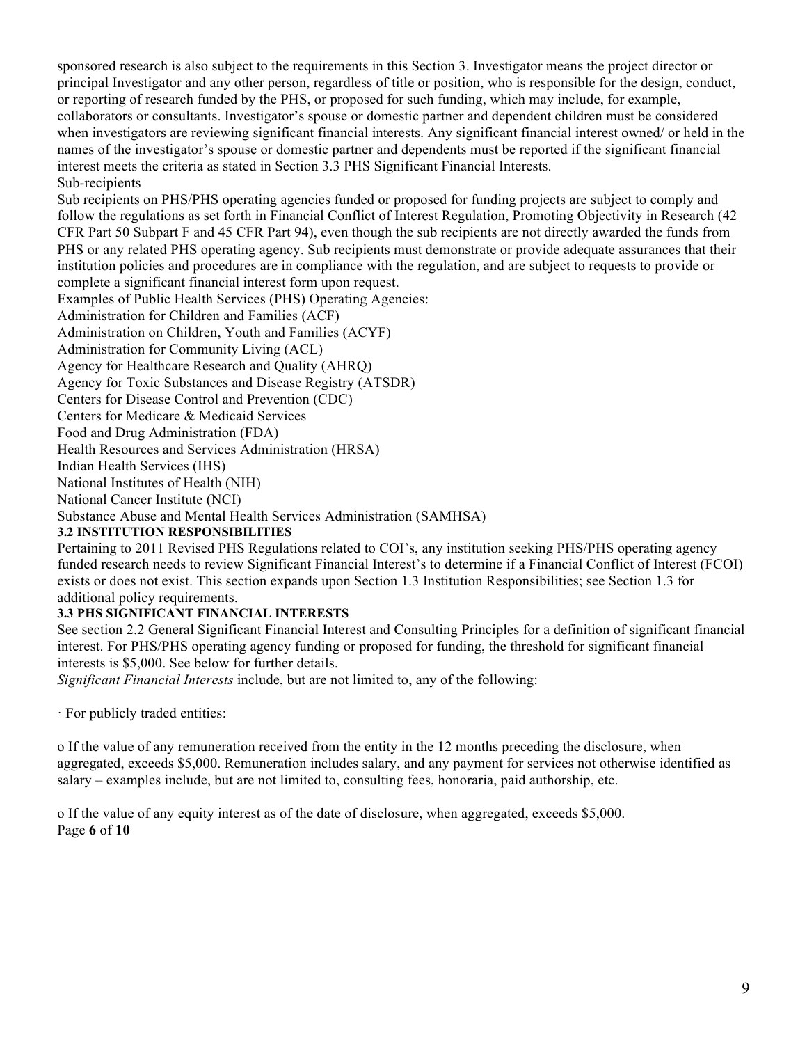sponsored research is also subject to the requirements in this Section 3. Investigator means the project director or principal Investigator and any other person, regardless of title or position, who is responsible for the design, conduct, or reporting of research funded by the PHS, or proposed for such funding, which may include, for example, collaborators or consultants. Investigator's spouse or domestic partner and dependent children must be considered when investigators are reviewing significant financial interests. Any significant financial interest owned/ or held in the names of the investigator's spouse or domestic partner and dependents must be reported if the significant financial interest meets the criteria as stated in Section 3.3 PHS Significant Financial Interests.

Sub-recipients

Sub recipients on PHS/PHS operating agencies funded or proposed for funding projects are subject to comply and follow the regulations as set forth in Financial Conflict of Interest Regulation, Promoting Objectivity in Research (42 CFR Part 50 Subpart F and 45 CFR Part 94), even though the sub recipients are not directly awarded the funds from PHS or any related PHS operating agency. Sub recipients must demonstrate or provide adequate assurances that their institution policies and procedures are in compliance with the regulation, and are subject to requests to provide or complete a significant financial interest form upon request.

Examples of Public Health Services (PHS) Operating Agencies:

Administration for Children and Families (ACF)

Administration on Children, Youth and Families (ACYF)

Administration for Community Living (ACL)

Agency for Healthcare Research and Quality (AHRQ)

Agency for Toxic Substances and Disease Registry (ATSDR)

Centers for Disease Control and Prevention (CDC)

Centers for Medicare & Medicaid Services

Food and Drug Administration (FDA)

Health Resources and Services Administration (HRSA)

Indian Health Services (IHS)

National Institutes of Health (NIH)

National Cancer Institute (NCI)

Substance Abuse and Mental Health Services Administration (SAMHSA)

### 3.2 INSTITUTION RESPONSIBILITIES

Pertaining to 2011 Revised PHS Regulations related to COI's, any institution seeking PHS/PHS operating agency funded research needs to review Significant Financial Interest's to determine if a Financial Conflict of Interest (FCOI) exists or does not exist. This section expands upon Section 1.3 Institution Responsibilities; see Section 1.3 for additional policy requirements.

### 3.3 PHS SIGNIFICANT FINANCIAL INTERESTS

See section 2.2 General Significant Financial Interest and Consulting Principles for a definition of significant financial interest. For PHS/PHS operating agency funding or proposed for funding, the threshold for significant financial interests is $5,000. See below for further details.

*Significant Financial Interests* include, but are not limited to, any of the following:

· For publicly traded entities:

o If the value of any remuneration received from the entity in the 12 months preceding the disclosure, when aggregated, exceeds $5,000. Remuneration includes salary, and any payment for services not otherwise identified as salary – examples include, but are not limited to, consulting fees, honoraria, paid authorship, etc.

o If the value of any equity interest as of the date of disclosure, when aggregated, exceeds $5,000.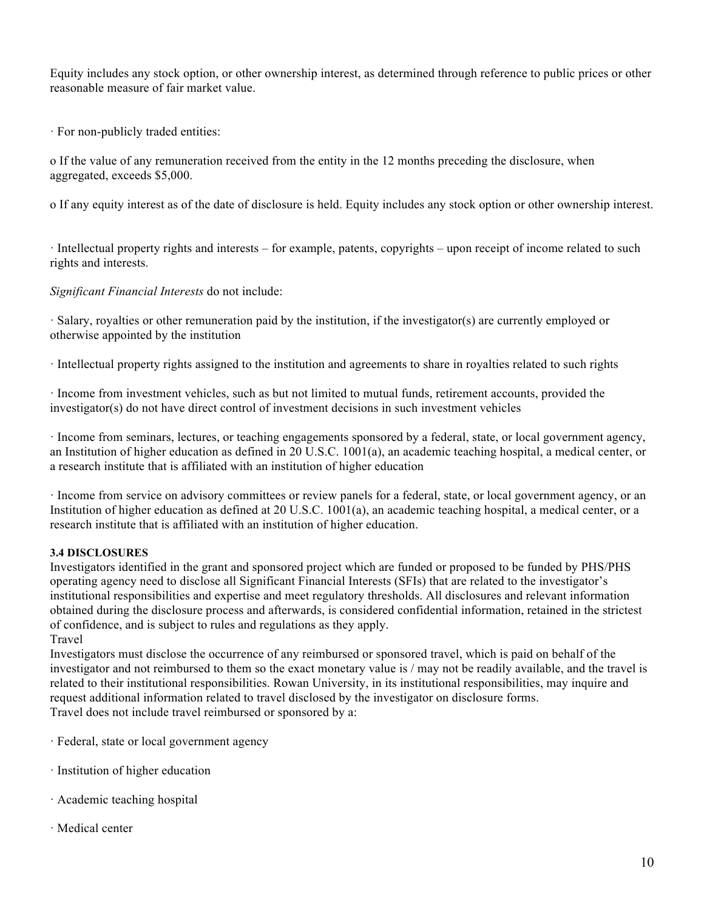Equity includes any stock option, or other ownership interest, as determined through reference to public prices or other reasonable measure of fair market value.

· For non-publicly traded entities:

o If the value of any remuneration received from the entity in the 12 months preceding the disclosure, when aggregated, exceeds $5,000.

o If any equity interest as of the date of disclosure is held. Equity includes any stock option or other ownership interest.

· Intellectual property rights and interests – for example, patents, copyrights – upon receipt of income related to such rights and interests.

*Significant Financial Interests* do not include:

· Salary, royalties or other remuneration paid by the institution, if the investigator(s) are currently employed or otherwise appointed by the institution

· Intellectual property rights assigned to the institution and agreements to share in royalties related to such rights

· Income from investment vehicles, such as but not limited to mutual funds, retirement accounts, provided the investigator(s) do not have direct control of investment decisions in such investment vehicles

· Income from seminars, lectures, or teaching engagements sponsored by a federal, state, or local government agency, an Institution of higher education as defined in 20 U.S.C. 1001(a), an academic teaching hospital, a medical center, or a research institute that is affiliated with an institution of higher education

· Income from service on advisory committees or review panels for a federal, state, or local government agency, or an Institution of higher education as defined at 20 U.S.C. 1001(a), an academic teaching hospital, a medical center, or a research institute that is affiliated with an institution of higher education.

**3.4 DISCLOSURES**

Investigators identified in the grant and sponsored project which are funded or proposed to be funded by PHS/PHS operating agency need to disclose all Significant Financial Interests (SFIs) that are related to the investigator's institutional responsibilities and expertise and meet regulatory thresholds. All disclosures and relevant information obtained during the disclosure process and afterwards, is considered confidential information, retained in the strictest of confidence, and is subject to rules and regulations as they apply.

Travel

Investigators must disclose the occurrence of any reimbursed or sponsored travel, which is paid on behalf of the investigator and not reimbursed to them so the exact monetary value is / may not be readily available, and the travel is related to their institutional responsibilities. Rowan University, in its institutional responsibilities, may inquire and request additional information related to travel disclosed by the investigator on disclosure forms.

Travel does not include travel reimbursed or sponsored by a:

· Federal, state or local government agency

· Institution of higher education

· Academic teaching hospital

· Medical center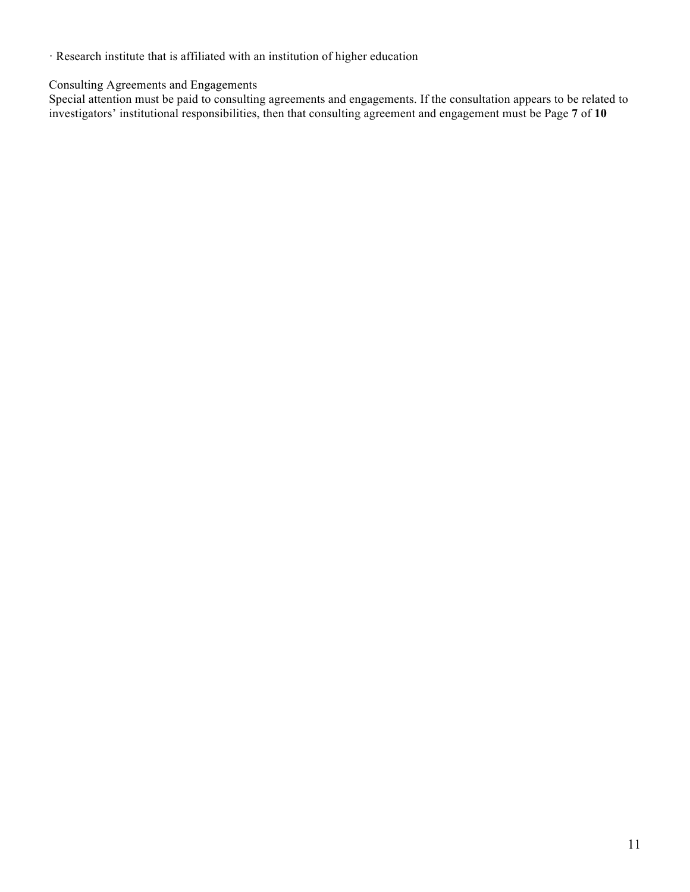· Research institute that is affiliated with an institution of higher education

Consulting Agreements and Engagements

Special attention must be paid to consulting agreements and engagements. If the consultation appears to be related to investigators' institutional responsibilities, then that consulting agreement and engagement must be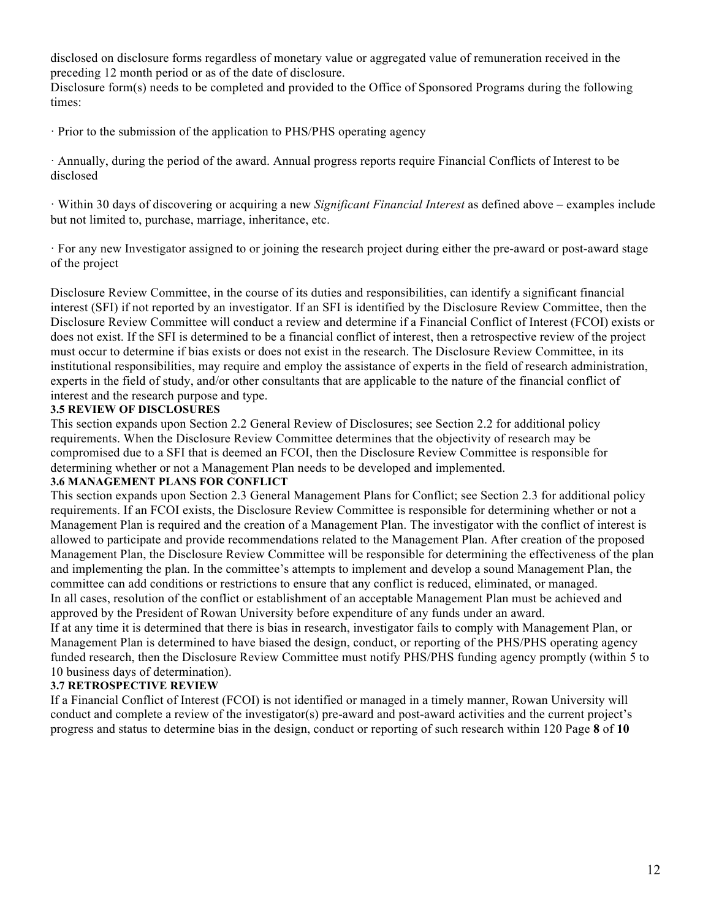disclosed on disclosure forms regardless of monetary value or aggregated value of remuneration received in the preceding 12 month period or as of the date of disclosure.

Disclosure form(s) needs to be completed and provided to the Office of Sponsored Programs during the following times:

· Prior to the submission of the application to PHS/PHS operating agency

· Annually, during the period of the award. Annual progress reports require Financial Conflicts of Interest to be disclosed

· Within 30 days of discovering or acquiring a new *Significant Financial Interest* as defined above – examples include but not limited to, purchase, marriage, inheritance, etc.

· For any new Investigator assigned to or joining the research project during either the pre-award or post-award stage of the project

Disclosure Review Committee, in the course of its duties and responsibilities, can identify a significant financial interest (SFI) if not reported by an investigator. If an SFI is identified by the Disclosure Review Committee, then the Disclosure Review Committee will conduct a review and determine if a Financial Conflict of Interest (FCOI) exists or does not exist. If the SFI is determined to be a financial conflict of interest, then a retrospective review of the project must occur to determine if bias exists or does not exist in the research. The Disclosure Review Committee, in its institutional responsibilities, may require and employ the assistance of experts in the field of research administration, experts in the field of study, and/or other consultants that are applicable to the nature of the financial conflict of interest and the research purpose and type.

**3.5 REVIEW OF DISCLOSURES**

This section expands upon Section 2.2 General Review of Disclosures; see Section 2.2 for additional policy requirements. When the Disclosure Review Committee determines that the objectivity of research may be compromised due to a SFI that is deemed an FCOI, then the Disclosure Review Committee is responsible for determining whether or not a Management Plan needs to be developed and implemented.

**3.6 MANAGEMENT PLANS FOR CONFLICT**

This section expands upon Section 2.3 General Management Plans for Conflict; see Section 2.3 for additional policy requirements. If an FCOI exists, the Disclosure Review Committee is responsible for determining whether or not a Management Plan is required and the creation of a Management Plan. The investigator with the conflict of interest is allowed to participate and provide recommendations related to the Management Plan. After creation of the proposed Management Plan, the Disclosure Review Committee will be responsible for determining the effectiveness of the plan and implementing the plan. In the committee's attempts to implement and develop a sound Management Plan, the committee can add conditions or restrictions to ensure that any conflict is reduced, eliminated, or managed.

In all cases, resolution of the conflict or establishment of an acceptable Management Plan must be achieved and approved by the President of Rowan University before expenditure of any funds under an award.

If at any time it is determined that there is bias in research, investigator fails to comply with Management Plan, or Management Plan is determined to have biased the design, conduct, or reporting of the PHS/PHS operating agency funded research, then the Disclosure Review Committee must notify PHS/PHS funding agency promptly (within 5 to 10 business days of determination).

**3.7 RETROSPECTIVE REVIEW**

If a Financial Conflict of Interest (FCOI) is not identified or managed in a timely manner, Rowan University will conduct and complete a review of the investigator(s) pre-award and post-award activities and the current project's progress and status to determine bias in the design, conduct or reporting of such research within 120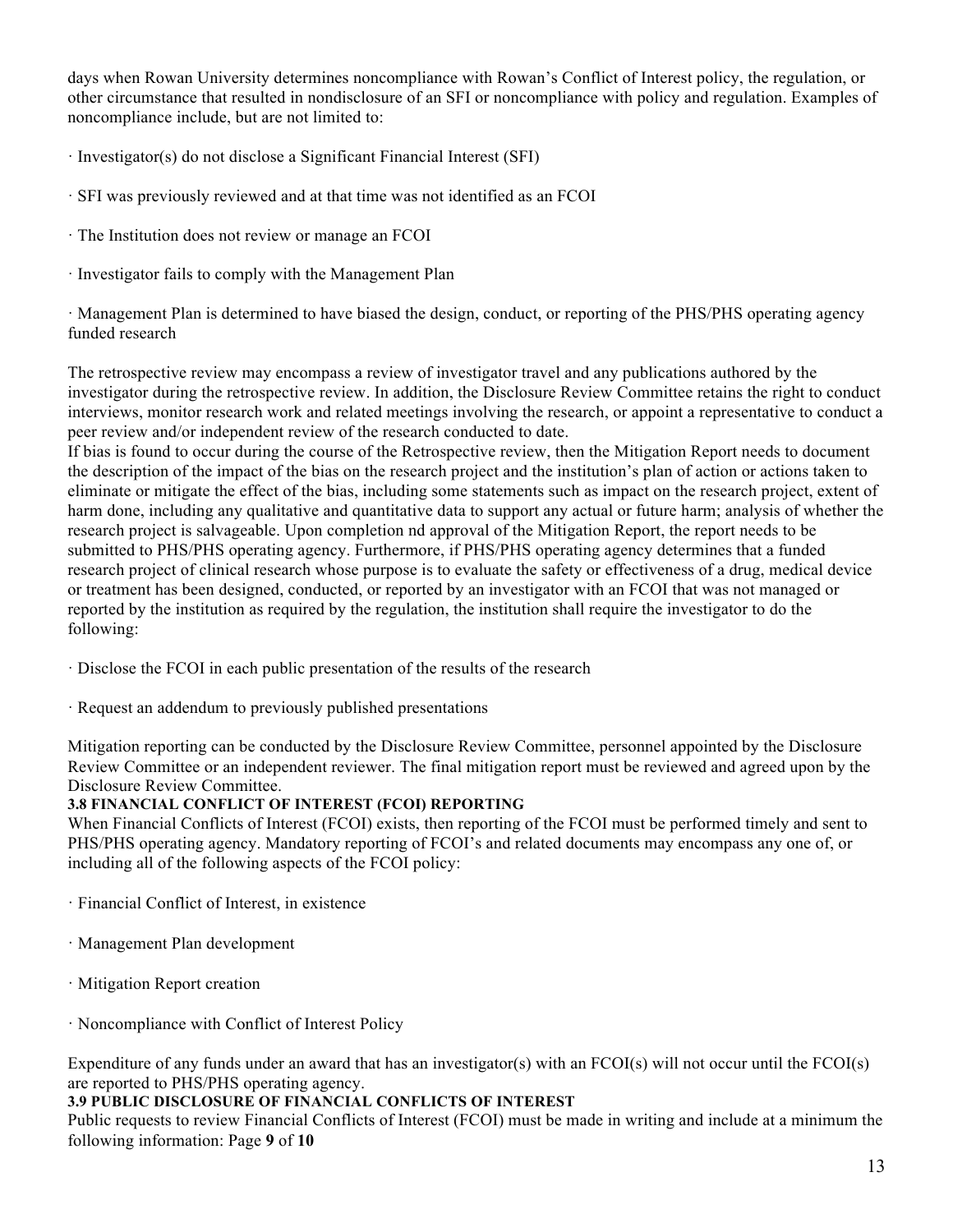days when Rowan University determines noncompliance with Rowan's Conflict of Interest policy, the regulation, or other circumstance that resulted in nondisclosure of an SFI or noncompliance with policy and regulation. Examples of noncompliance include, but are not limited to:

· Investigator(s) do not disclose a Significant Financial Interest (SFI)

· SFI was previously reviewed and at that time was not identified as an FCOI

· The Institution does not review or manage an FCOI

· Investigator fails to comply with the Management Plan

· Management Plan is determined to have biased the design, conduct, or reporting of the PHS/PHS operating agency funded research

The retrospective review may encompass a review of investigator travel and any publications authored by the investigator during the retrospective review. In addition, the Disclosure Review Committee retains the right to conduct interviews, monitor research work and related meetings involving the research, or appoint a representative to conduct a peer review and/or independent review of the research conducted to date.
If bias is found to occur during the course of the Retrospective review, then the Mitigation Report needs to document the description of the impact of the bias on the research project and the institution's plan of action or actions taken to eliminate or mitigate the effect of the bias, including some statements such as impact on the research project, extent of harm done, including any qualitative and quantitative data to support any actual or future harm; analysis of whether the research project is salvageable. Upon completion nd approval of the Mitigation Report, the report needs to be submitted to PHS/PHS operating agency. Furthermore, if PHS/PHS operating agency determines that a funded research project of clinical research whose purpose is to evaluate the safety or effectiveness of a drug, medical device or treatment has been designed, conducted, or reported by an investigator with an FCOI that was not managed or reported by the institution as required by the regulation, the institution shall require the investigator to do the following:

· Disclose the FCOI in each public presentation of the results of the research

· Request an addendum to previously published presentations

Mitigation reporting can be conducted by the Disclosure Review Committee, personnel appointed by the Disclosure Review Committee or an independent reviewer. The final mitigation report must be reviewed and agreed upon by the Disclosure Review Committee.

**3.8 FINANCIAL CONFLICT OF INTEREST (FCOI) REPORTING**

When Financial Conflicts of Interest (FCOI) exists, then reporting of the FCOI must be performed timely and sent to PHS/PHS operating agency. Mandatory reporting of FCOI's and related documents may encompass any one of, or including all of the following aspects of the FCOI policy:

· Financial Conflict of Interest, in existence

· Management Plan development

· Mitigation Report creation

· Noncompliance with Conflict of Interest Policy

Expenditure of any funds under an award that has an investigator(s) with an FCOI(s) will not occur until the FCOI(s) are reported to PHS/PHS operating agency.

**3.9 PUBLIC DISCLOSURE OF FINANCIAL CONFLICTS OF INTEREST**

Public requests to review Financial Conflicts of Interest (FCOI) must be made in writing and include at a minimum the following information: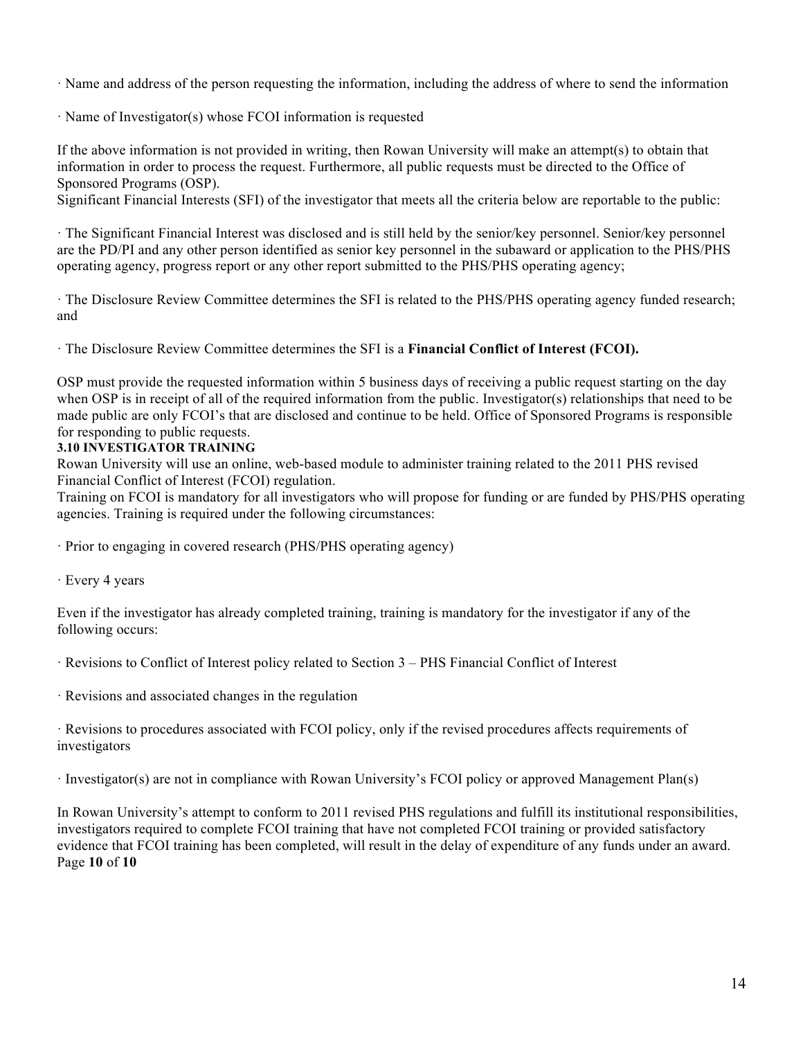· Name and address of the person requesting the information, including the address of where to send the information

· Name of Investigator(s) whose FCOI information is requested

If the above information is not provided in writing, then Rowan University will make an attempt(s) to obtain that information in order to process the request. Furthermore, all public requests must be directed to the Office of Sponsored Programs (OSP).
Significant Financial Interests (SFI) of the investigator that meets all the criteria below are reportable to the public:

· The Significant Financial Interest was disclosed and is still held by the senior/key personnel. Senior/key personnel are the PD/PI and any other person identified as senior key personnel in the subaward or application to the PHS/PHS operating agency, progress report or any other report submitted to the PHS/PHS operating agency;

· The Disclosure Review Committee determines the SFI is related to the PHS/PHS operating agency funded research; and

· The Disclosure Review Committee determines the SFI is a **Financial Conflict of Interest (FCOI).**

OSP must provide the requested information within 5 business days of receiving a public request starting on the day when OSP is in receipt of all of the required information from the public. Investigator(s) relationships that need to be made public are only FCOI's that are disclosed and continue to be held. Office of Sponsored Programs is responsible for responding to public requests.

**3.10 INVESTIGATOR TRAINING**

Rowan University will use an online, web-based module to administer training related to the 2011 PHS revised Financial Conflict of Interest (FCOI) regulation.
Training on FCOI is mandatory for all investigators who will propose for funding or are funded by PHS/PHS operating agencies. Training is required under the following circumstances:

· Prior to engaging in covered research (PHS/PHS operating agency)

· Every 4 years

Even if the investigator has already completed training, training is mandatory for the investigator if any of the following occurs:

· Revisions to Conflict of Interest policy related to Section 3 – PHS Financial Conflict of Interest

· Revisions and associated changes in the regulation

· Revisions to procedures associated with FCOI policy, only if the revised procedures affects requirements of investigators

· Investigator(s) are not in compliance with Rowan University's FCOI policy or approved Management Plan(s)

In Rowan University's attempt to conform to 2011 revised PHS regulations and fulfill its institutional responsibilities, investigators required to complete FCOI training that have not completed FCOI training or provided satisfactory evidence that FCOI training has been completed, will result in the delay of expenditure of any funds under an award.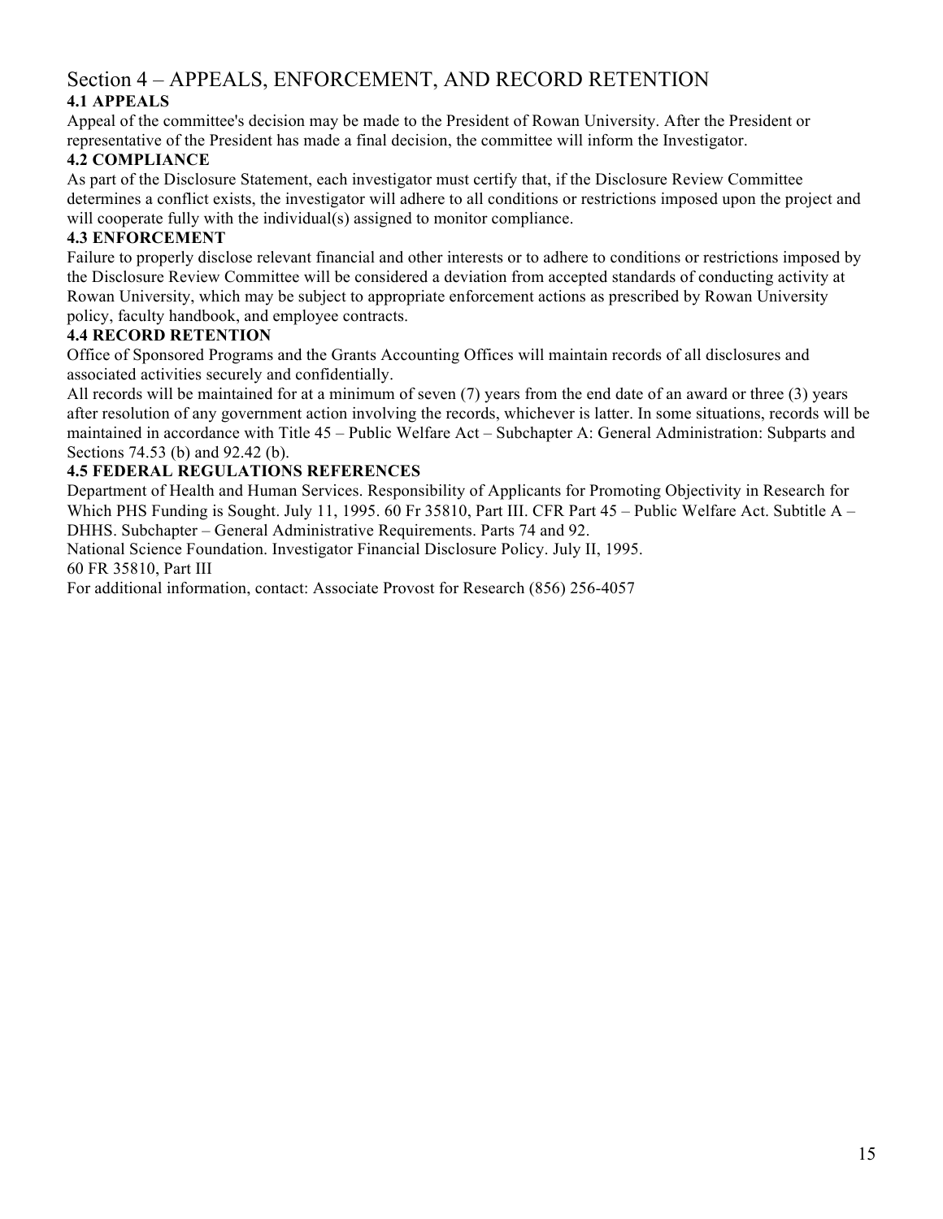## Section 4 – APPEALS, ENFORCEMENT, AND RECORD RETENTION

### 4.1 APPEALS

Appeal of the committee's decision may be made to the President of Rowan University. After the President or representative of the President has made a final decision, the committee will inform the Investigator.

### 4.2 COMPLIANCE

As part of the Disclosure Statement, each investigator must certify that, if the Disclosure Review Committee determines a conflict exists, the investigator will adhere to all conditions or restrictions imposed upon the project and will cooperate fully with the individual(s) assigned to monitor compliance.

### 4.3 ENFORCEMENT

Failure to properly disclose relevant financial and other interests or to adhere to conditions or restrictions imposed by the Disclosure Review Committee will be considered a deviation from accepted standards of conducting activity at Rowan University, which may be subject to appropriate enforcement actions as prescribed by Rowan University policy, faculty handbook, and employee contracts.

### 4.4 RECORD RETENTION

Office of Sponsored Programs and the Grants Accounting Offices will maintain records of all disclosures and associated activities securely and confidentially.

All records will be maintained for at a minimum of seven (7) years from the end date of an award or three (3) years after resolution of any government action involving the records, whichever is latter. In some situations, records will be maintained in accordance with Title 45 – Public Welfare Act – Subchapter A: General Administration: Subparts and Sections 74.53 (b) and 92.42 (b).

### 4.5 FEDERAL REGULATIONS REFERENCES

Department of Health and Human Services. Responsibility of Applicants for Promoting Objectivity in Research for Which PHS Funding is Sought. July 11, 1995. 60 Fr 35810, Part III. CFR Part 45 – Public Welfare Act. Subtitle A – DHHS. Subchapter – General Administrative Requirements. Parts 74 and 92.

National Science Foundation. Investigator Financial Disclosure Policy. July II, 1995.

60 FR 35810, Part III

For additional information, contact: Associate Provost for Research (856) 256-4057